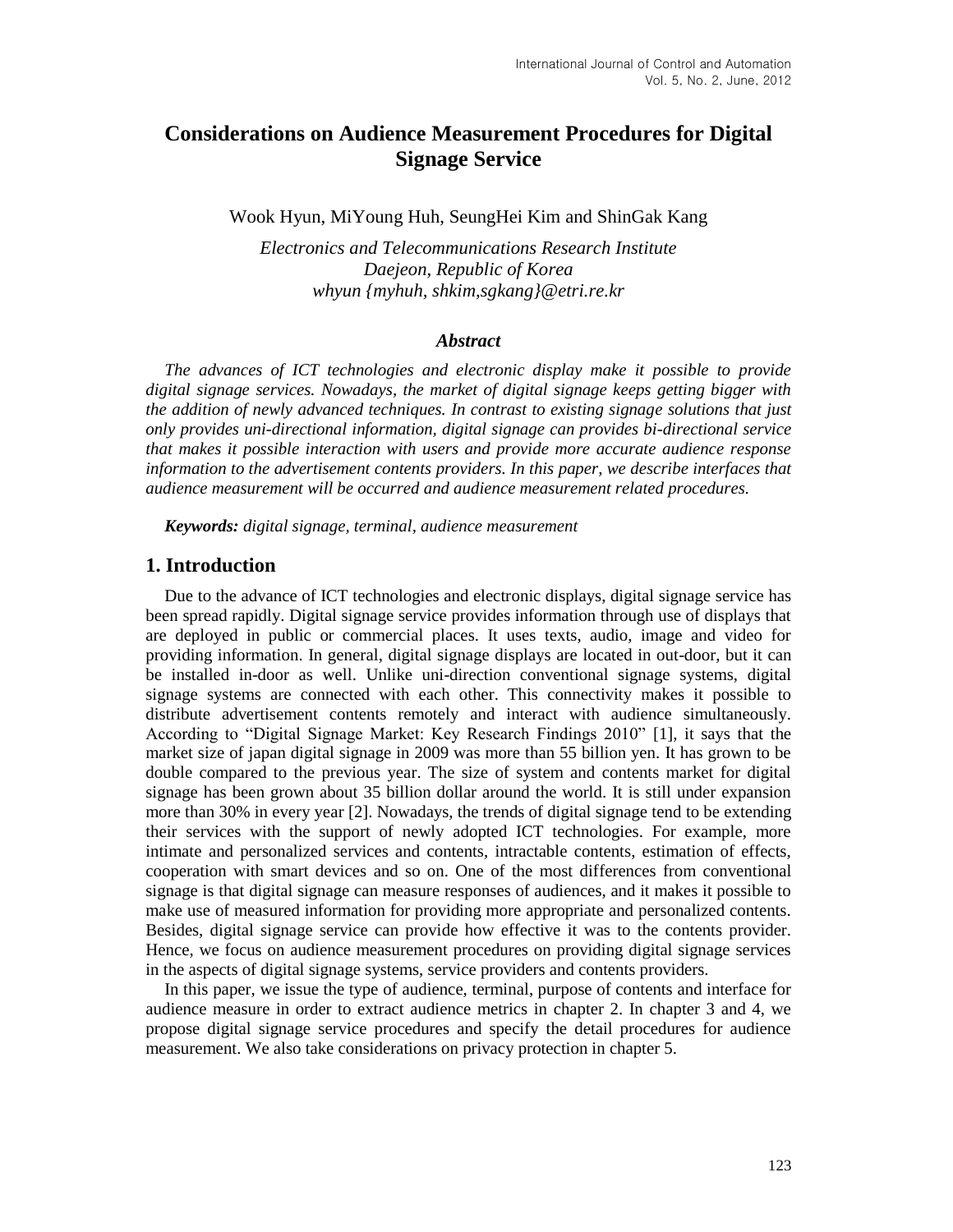# Considerations on Audience Measurement Procedures for Digital Signage Service

Wook Hyun, MiYoung Huh, SeungHei Kim and ShinGak Kang

*Electronics and Telecommunications Research Institute*
*Daejeon, Republic of Korea*
*whyun {myhuh, shkim,sgkang}@etri.re.kr*

### *Abstract*

*The advances of ICT technologies and electronic display make it possible to provide digital signage services. Nowadays, the market of digital signage keeps getting bigger with the addition of newly advanced techniques. In contrast to existing signage solutions that just only provides uni-directional information, digital signage can provides bi-directional service that makes it possible interaction with users and provide more accurate audience response information to the advertisement contents providers. In this paper, we describe interfaces that audience measurement will be occurred and audience measurement related procedures.*

***Keywords:*** *digital signage, terminal, audience measurement*

## 1. Introduction

Due to the advance of ICT technologies and electronic displays, digital signage service has been spread rapidly. Digital signage service provides information through use of displays that are deployed in public or commercial places. It uses texts, audio, image and video for providing information. In general, digital signage displays are located in out-door, but it can be installed in-door as well. Unlike uni-direction conventional signage systems, digital signage systems are connected with each other. This connectivity makes it possible to distribute advertisement contents remotely and interact with audience simultaneously. According to "Digital Signage Market: Key Research Findings 2010" [1], it says that the market size of japan digital signage in 2009 was more than 55 billion yen. It has grown to be double compared to the previous year. The size of system and contents market for digital signage has been grown about 35 billion dollar around the world. It is still under expansion more than 30% in every year [2]. Nowadays, the trends of digital signage tend to be extending their services with the support of newly adopted ICT technologies. For example, more intimate and personalized services and contents, intractable contents, estimation of effects, cooperation with smart devices and so on. One of the most differences from conventional signage is that digital signage can measure responses of audiences, and it makes it possible to make use of measured information for providing more appropriate and personalized contents. Besides, digital signage service can provide how effective it was to the contents provider. Hence, we focus on audience measurement procedures on providing digital signage services in the aspects of digital signage systems, service providers and contents providers.

In this paper, we issue the type of audience, terminal, purpose of contents and interface for audience measure in order to extract audience metrics in chapter 2. In chapter 3 and 4, we propose digital signage service procedures and specify the detail procedures for audience measurement. We also take considerations on privacy protection in chapter 5.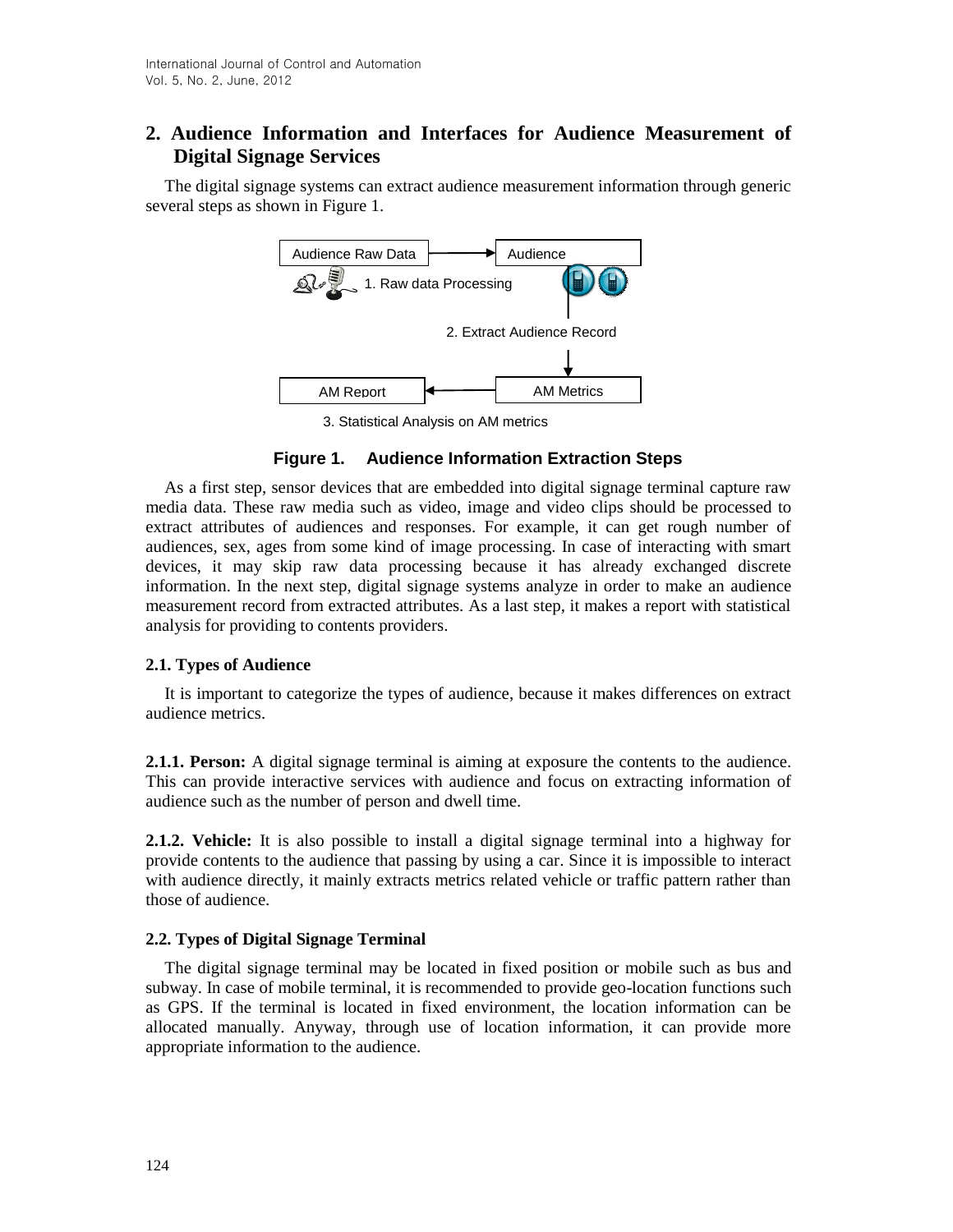## 2. Audience Information and Interfaces for Audience Measurement of Digital Signage Services

The digital signage systems can extract audience measurement information through generic several steps as shown in Figure 1.

Audience Raw Data → Audience

1. Raw data Processing

2. Extract Audience Record

AM Report ← AM Metrics

3. Statistical Analysis on AM metrics

**Figure 1. Audience Information Extraction Steps**

As a first step, sensor devices that are embedded into digital signage terminal capture raw media data. These raw media such as video, image and video clips should be processed to extract attributes of audiences and responses. For example, it can get rough number of audiences, sex, ages from some kind of image processing. In case of interacting with smart devices, it may skip raw data processing because it has already exchanged discrete information. In the next step, digital signage systems analyze in order to make an audience measurement record from extracted attributes. As a last step, it makes a report with statistical analysis for providing to contents providers.

### 2.1. Types of Audience

It is important to categorize the types of audience, because it makes differences on extract audience metrics.

**2.1.1. Person:** A digital signage terminal is aiming at exposure the contents to the audience. This can provide interactive services with audience and focus on extracting information of audience such as the number of person and dwell time.

**2.1.2. Vehicle:** It is also possible to install a digital signage terminal into a highway for provide contents to the audience that passing by using a car. Since it is impossible to interact with audience directly, it mainly extracts metrics related vehicle or traffic pattern rather than those of audience.

### 2.2. Types of Digital Signage Terminal

The digital signage terminal may be located in fixed position or mobile such as bus and subway. In case of mobile terminal, it is recommended to provide geo-location functions such as GPS. If the terminal is located in fixed environment, the location information can be allocated manually. Anyway, through use of location information, it can provide more appropriate information to the audience.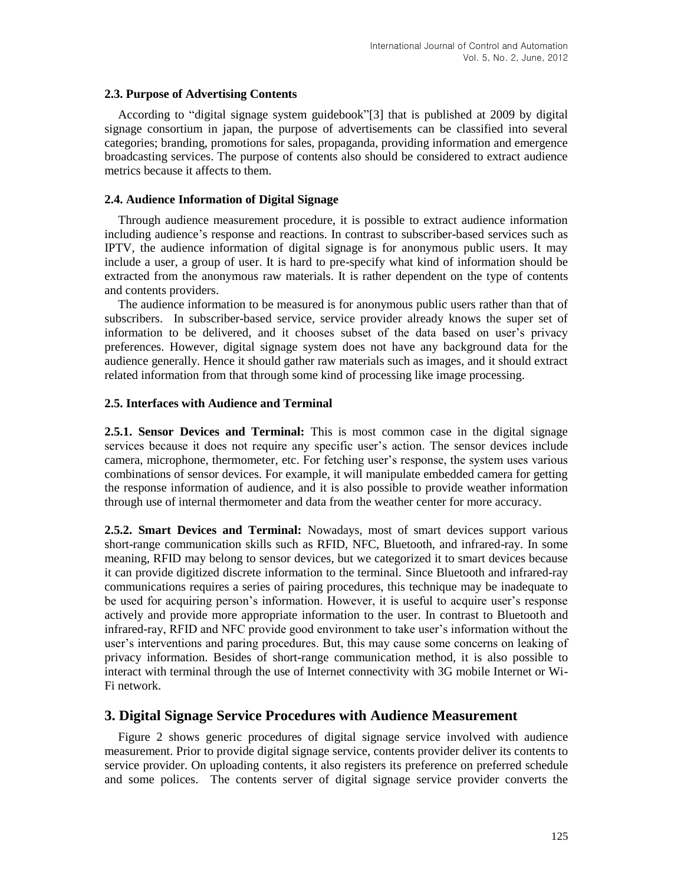### 2.3. Purpose of Advertising Contents

According to "digital signage system guidebook"[3] that is published at 2009 by digital signage consortium in japan, the purpose of advertisements can be classified into several categories; branding, promotions for sales, propaganda, providing information and emergence broadcasting services. The purpose of contents also should be considered to extract audience metrics because it affects to them.

### 2.4. Audience Information of Digital Signage

Through audience measurement procedure, it is possible to extract audience information including audience's response and reactions. In contrast to subscriber-based services such as IPTV, the audience information of digital signage is for anonymous public users. It may include a user, a group of user. It is hard to pre-specify what kind of information should be extracted from the anonymous raw materials. It is rather dependent on the type of contents and contents providers.

The audience information to be measured is for anonymous public users rather than that of subscribers. In subscriber-based service, service provider already knows the super set of information to be delivered, and it chooses subset of the data based on user's privacy preferences. However, digital signage system does not have any background data for the audience generally. Hence it should gather raw materials such as images, and it should extract related information from that through some kind of processing like image processing.

### 2.5. Interfaces with Audience and Terminal

**2.5.1. Sensor Devices and Terminal:** This is most common case in the digital signage services because it does not require any specific user's action. The sensor devices include camera, microphone, thermometer, etc. For fetching user's response, the system uses various combinations of sensor devices. For example, it will manipulate embedded camera for getting the response information of audience, and it is also possible to provide weather information through use of internal thermometer and data from the weather center for more accuracy.

**2.5.2. Smart Devices and Terminal:** Nowadays, most of smart devices support various short-range communication skills such as RFID, NFC, Bluetooth, and infrared-ray. In some meaning, RFID may belong to sensor devices, but we categorized it to smart devices because it can provide digitized discrete information to the terminal. Since Bluetooth and infrared-ray communications requires a series of pairing procedures, this technique may be inadequate to be used for acquiring person's information. However, it is useful to acquire user's response actively and provide more appropriate information to the user. In contrast to Bluetooth and infrared-ray, RFID and NFC provide good environment to take user's information without the user's interventions and paring procedures. But, this may cause some concerns on leaking of privacy information. Besides of short-range communication method, it is also possible to interact with terminal through the use of Internet connectivity with 3G mobile Internet or Wi-Fi network.

## 3. Digital Signage Service Procedures with Audience Measurement

Figure 2 shows generic procedures of digital signage service involved with audience measurement. Prior to provide digital signage service, contents provider deliver its contents to service provider. On uploading contents, it also registers its preference on preferred schedule and some polices. The contents server of digital signage service provider converts the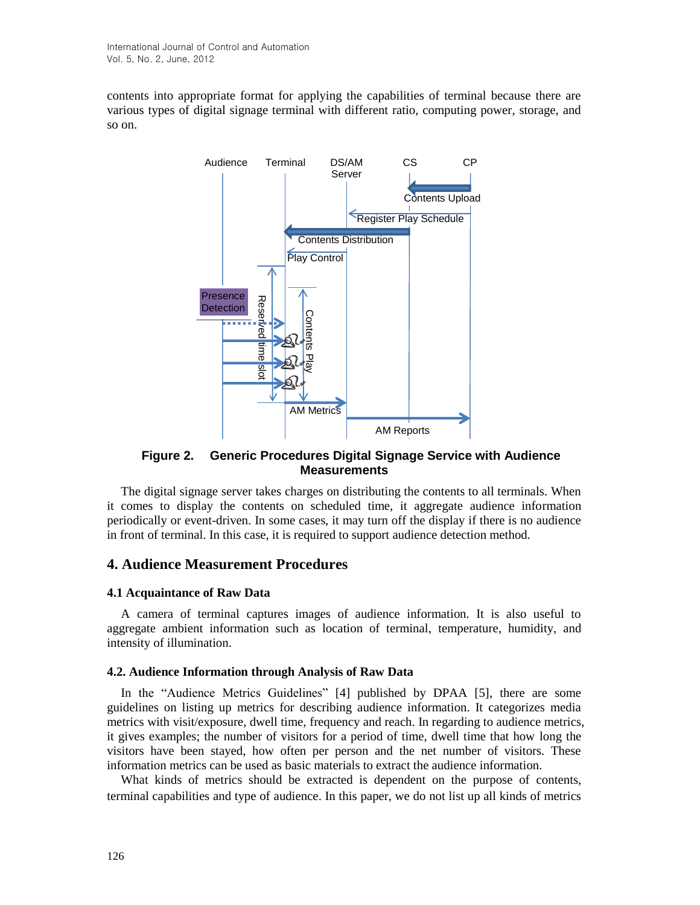contents into appropriate format for applying the capabilities of terminal because there are various types of digital signage terminal with different ratio, computing power, storage, and so on.

**Figure 2. Generic Procedures Digital Signage Service with Audience Measurements**

The digital signage server takes charges on distributing the contents to all terminals. When it comes to display the contents on scheduled time, it aggregate audience information periodically or event-driven. In some cases, it may turn off the display if there is no audience in front of terminal. In this case, it is required to support audience detection method.

## 4. Audience Measurement Procedures

### 4.1 Acquaintance of Raw Data

A camera of terminal captures images of audience information. It is also useful to aggregate ambient information such as location of terminal, temperature, humidity, and intensity of illumination.

### 4.2. Audience Information through Analysis of Raw Data

In the "Audience Metrics Guidelines" [4] published by DPAA [5], there are some guidelines on listing up metrics for describing audience information. It categorizes media metrics with visit/exposure, dwell time, frequency and reach. In regarding to audience metrics, it gives examples; the number of visitors for a period of time, dwell time that how long the visitors have been stayed, how often per person and the net number of visitors. These information metrics can be used as basic materials to extract the audience information.

What kinds of metrics should be extracted is dependent on the purpose of contents, terminal capabilities and type of audience. In this paper, we do not list up all kinds of metrics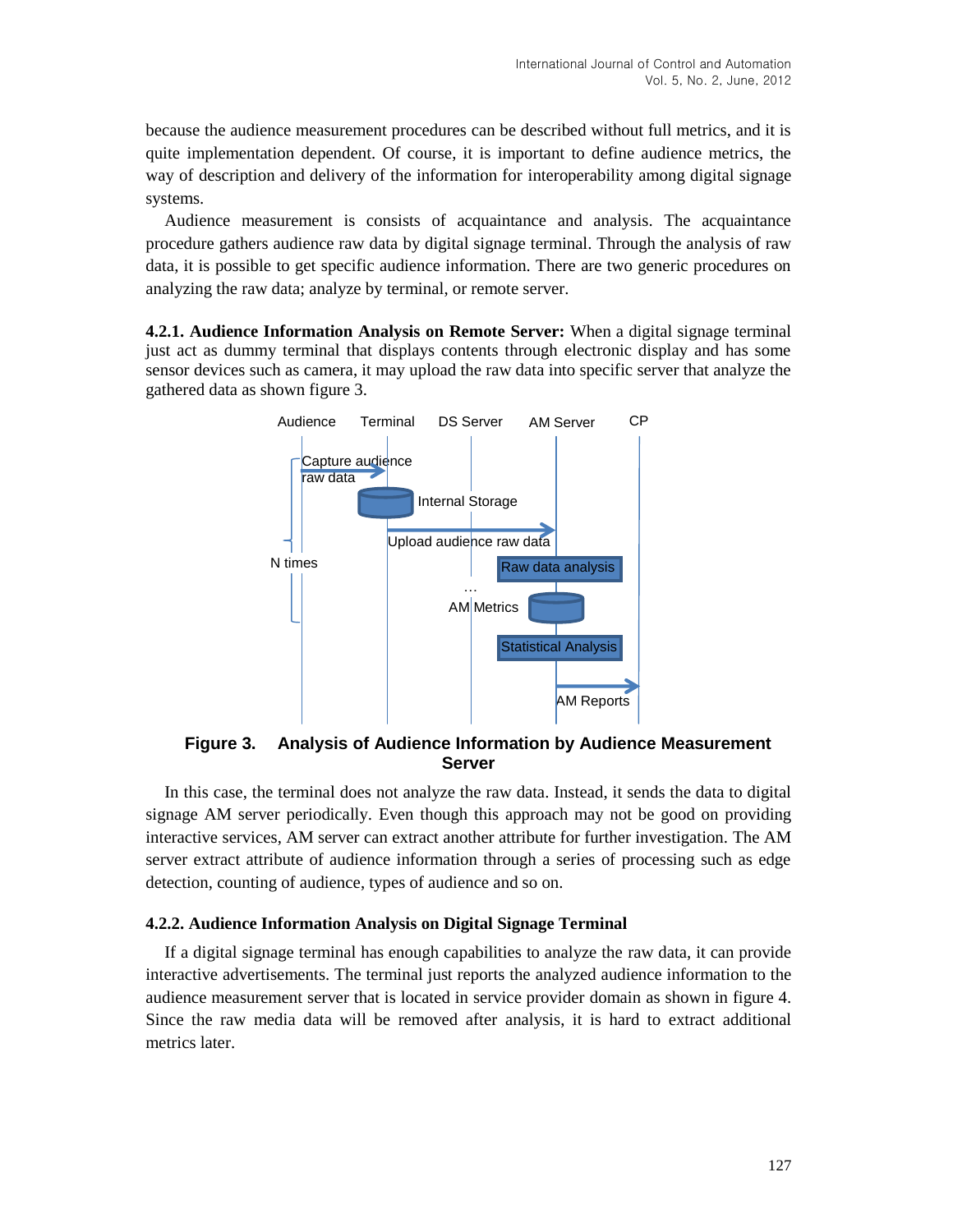because the audience measurement procedures can be described without full metrics, and it is quite implementation dependent. Of course, it is important to define audience metrics, the way of description and delivery of the information for interoperability among digital signage systems.

Audience measurement is consists of acquaintance and analysis. The acquaintance procedure gathers audience raw data by digital signage terminal. Through the analysis of raw data, it is possible to get specific audience information. There are two generic procedures on analyzing the raw data; analyze by terminal, or remote server.

**4.2.1. Audience Information Analysis on Remote Server:** When a digital signage terminal just act as dummy terminal that displays contents through electronic display and has some sensor devices such as camera, it may upload the raw data into specific server that analyze the gathered data as shown figure 3.

**Figure 3. Analysis of Audience Information by Audience Measurement Server**

In this case, the terminal does not analyze the raw data. Instead, it sends the data to digital signage AM server periodically. Even though this approach may not be good on providing interactive services, AM server can extract another attribute for further investigation. The AM server extract attribute of audience information through a series of processing such as edge detection, counting of audience, types of audience and so on.

#### 4.2.2. Audience Information Analysis on Digital Signage Terminal

If a digital signage terminal has enough capabilities to analyze the raw data, it can provide interactive advertisements. The terminal just reports the analyzed audience information to the audience measurement server that is located in service provider domain as shown in figure 4. Since the raw media data will be removed after analysis, it is hard to extract additional metrics later.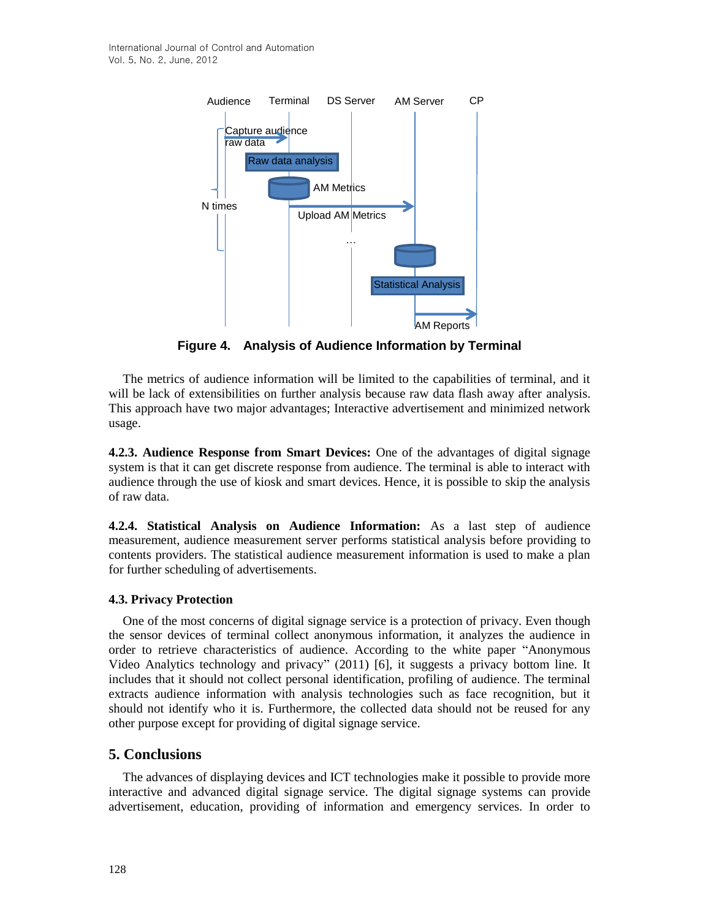Figure 4. Analysis of Audience Information by Terminal

The metrics of audience information will be limited to the capabilities of terminal, and it will be lack of extensibilities on further analysis because raw data flash away after analysis. This approach have two major advantages; Interactive advertisement and minimized network usage.

**4.2.3. Audience Response from Smart Devices:** One of the advantages of digital signage system is that it can get discrete response from audience. The terminal is able to interact with audience through the use of kiosk and smart devices. Hence, it is possible to skip the analysis of raw data.

**4.2.4. Statistical Analysis on Audience Information:** As a last step of audience measurement, audience measurement server performs statistical analysis before providing to contents providers. The statistical audience measurement information is used to make a plan for further scheduling of advertisements.

### 4.3. Privacy Protection

One of the most concerns of digital signage service is a protection of privacy. Even though the sensor devices of terminal collect anonymous information, it analyzes the audience in order to retrieve characteristics of audience. According to the white paper "Anonymous Video Analytics technology and privacy" (2011) [6], it suggests a privacy bottom line. It includes that it should not collect personal identification, profiling of audience. The terminal extracts audience information with analysis technologies such as face recognition, but it should not identify who it is. Furthermore, the collected data should not be reused for any other purpose except for providing of digital signage service.

## 5. Conclusions

The advances of displaying devices and ICT technologies make it possible to provide more interactive and advanced digital signage service. The digital signage systems can provide advertisement, education, providing of information and emergency services. In order to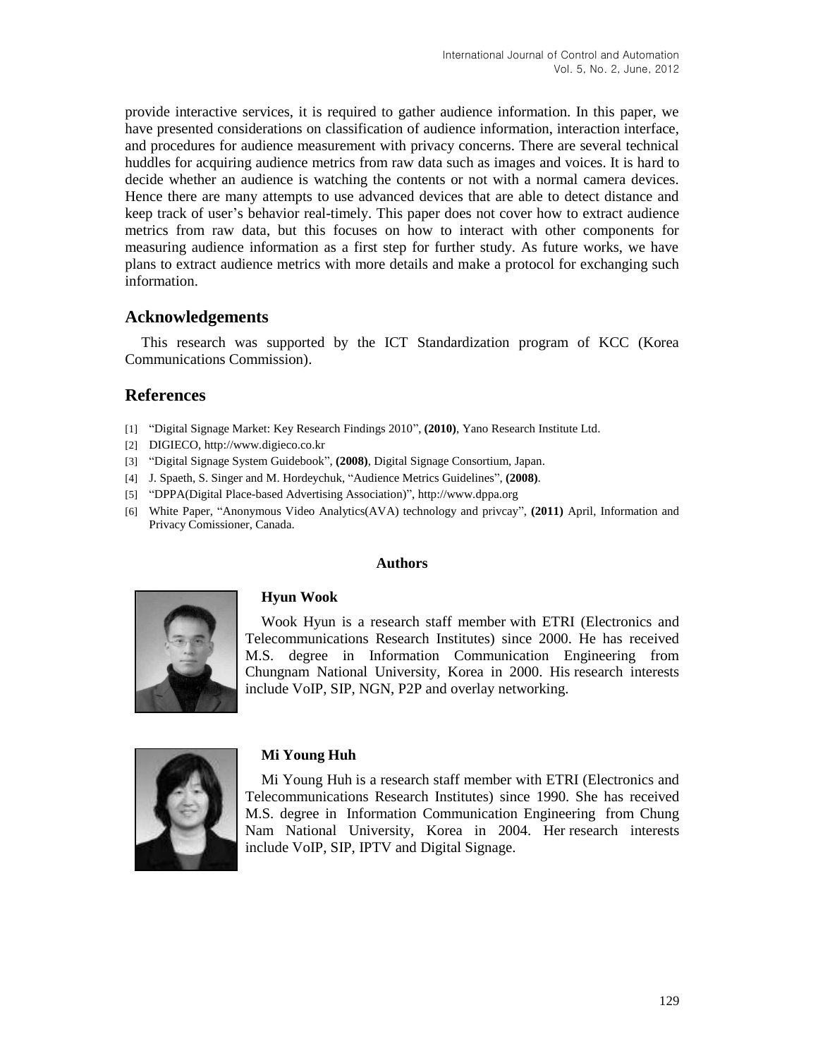provide interactive services, it is required to gather audience information. In this paper, we have presented considerations on classification of audience information, interaction interface, and procedures for audience measurement with privacy concerns. There are several technical huddles for acquiring audience metrics from raw data such as images and voices. It is hard to decide whether an audience is watching the contents or not with a normal camera devices. Hence there are many attempts to use advanced devices that are able to detect distance and keep track of user's behavior real-timely. This paper does not cover how to extract audience metrics from raw data, but this focuses on how to interact with other components for measuring audience information as a first step for further study. As future works, we have plans to extract audience metrics with more details and make a protocol for exchanging such information.

## Acknowledgements

This research was supported by the ICT Standardization program of KCC (Korea Communications Commission).

## References

[1] "Digital Signage Market: Key Research Findings 2010", **(2010)**, Yano Research Institute Ltd.

[2] DIGIECO, http://www.digieco.co.kr

[3] "Digital Signage System Guidebook", **(2008)**, Digital Signage Consortium, Japan.

[4] J. Spaeth, S. Singer and M. Hordeychuk, "Audience Metrics Guidelines", **(2008)**.

[5] "DPPA(Digital Place-based Advertising Association)", http://www.dppa.org

[6] White Paper, "Anonymous Video Analytics(AVA) technology and privcay", **(2011)** April, Information and Privacy Comissioner, Canada.

**Authors**

**Hyun Wook**

Wook Hyun is a research staff member with ETRI (Electronics and Telecommunications Research Institutes) since 2000. He has received M.S. degree in Information Communication Engineering from Chungnam National University, Korea in 2000. His research interests include VoIP, SIP, NGN, P2P and overlay networking.

**Mi Young Huh**

Mi Young Huh is a research staff member with ETRI (Electronics and Telecommunications Research Institutes) since 1990. She has received M.S. degree in Information Communication Engineering from Chung Nam National University, Korea in 2004. Her research interests include VoIP, SIP, IPTV and Digital Signage.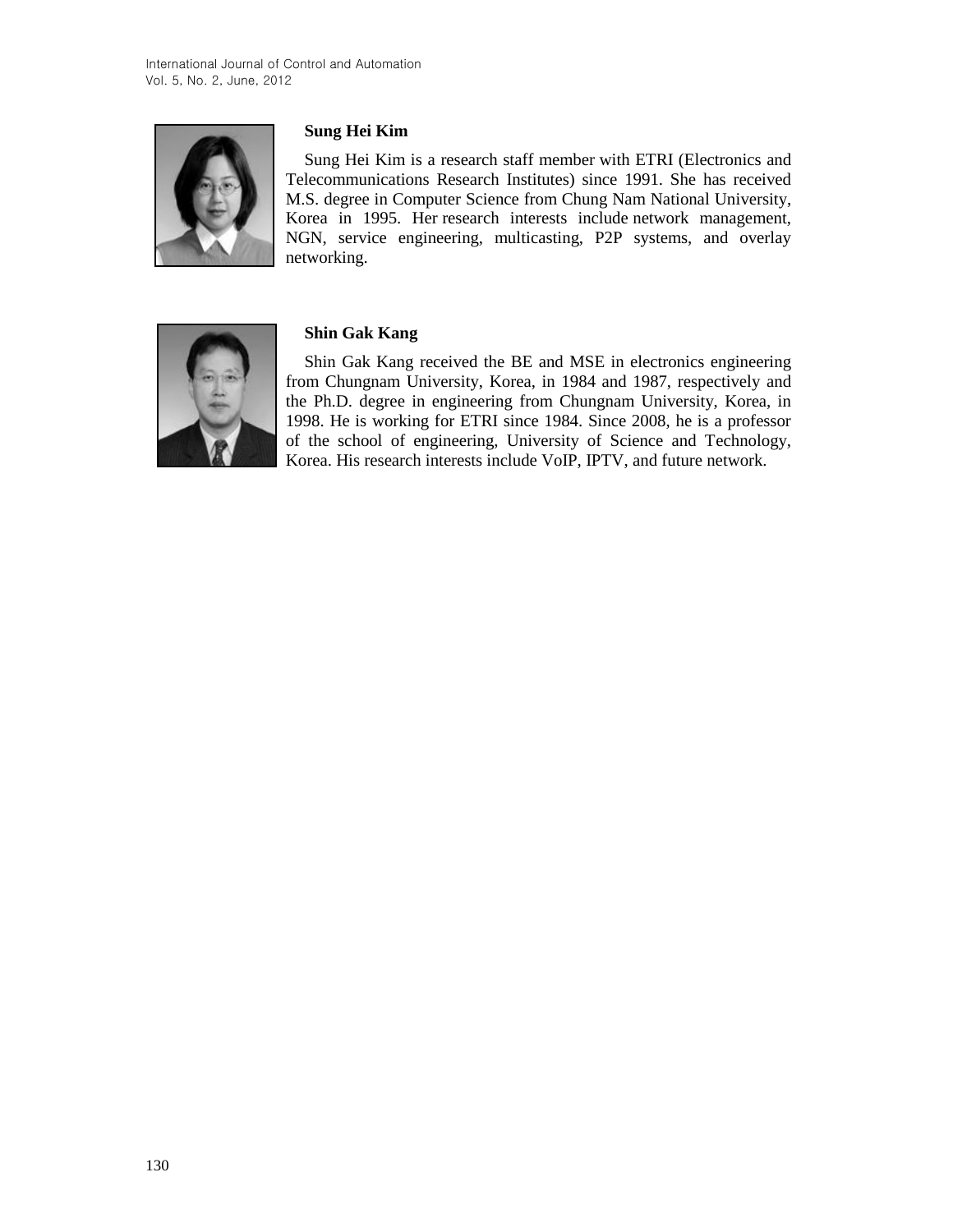**Sung Hei Kim**

Sung Hei Kim is a research staff member with ETRI (Electronics and Telecommunications Research Institutes) since 1991. She has received M.S. degree in Computer Science from Chung Nam National University, Korea in 1995. Her research interests include network management, NGN, service engineering, multicasting, P2P systems, and overlay networking.

**Shin Gak Kang**

Shin Gak Kang received the BE and MSE in electronics engineering from Chungnam University, Korea, in 1984 and 1987, respectively and the Ph.D. degree in engineering from Chungnam University, Korea, in 1998. He is working for ETRI since 1984. Since 2008, he is a professor of the school of engineering, University of Science and Technology, Korea. His research interests include VoIP, IPTV, and future network.